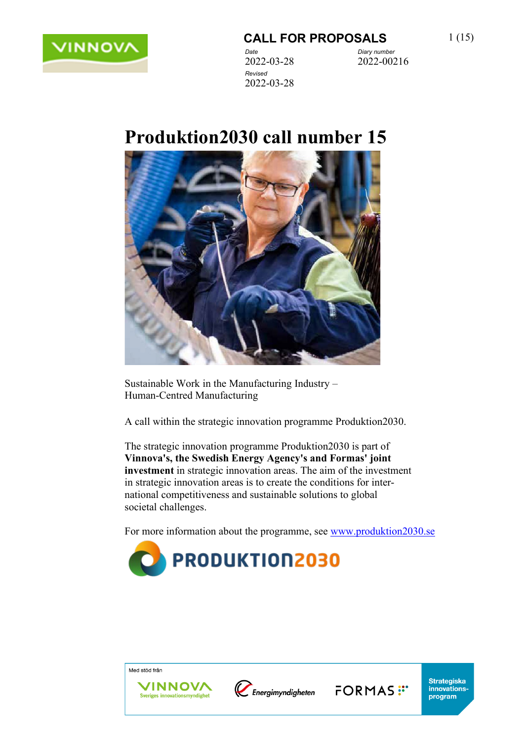**CALL FOR PROPOSALS**

*Date*
2022-03-28

*Diary number*
2022-00216

*Revised*
2022-03-28

# Produktion2030 call number 15

Sustainable Work in the Manufacturing Industry –
Human-Centred Manufacturing

A call within the strategic innovation programme Produktion2030.

The strategic innovation programme Produktion2030 is part of **Vinnova's, the Swedish Energy Agency's and Formas' joint investment** in strategic innovation areas. The aim of the investment in strategic innovation areas is to create the conditions for international competitiveness and sustainable solutions to global societal challenges.

For more information about the programme, see [www.produktion2030.se](www.produktion2030.se)

Med stöd från

Vinnova – Sveriges innovationsmyndighet | Energimyndigheten | Formas | Strategiska innovationsprogram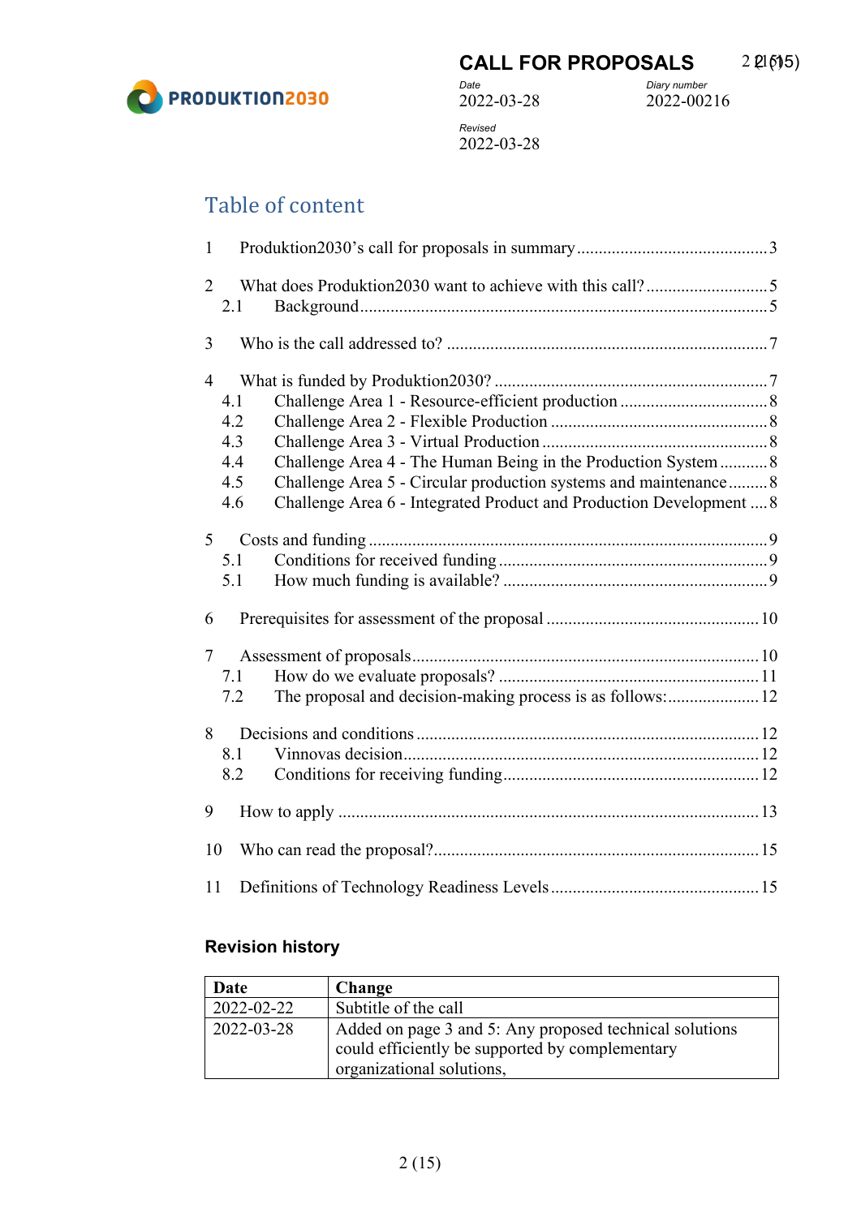**CALL FOR PROPOSALS**

*Date*
2022-03-28

*Diary number*
2022-00216

*Revised*
2022-03-28

## Table of content

1 Produktion2030's call for proposals in summary ... 3

2 What does Produktion2030 want to achieve with this call? ... 5
  2.1 Background ... 5

3 Who is the call addressed to? ... 7

4 What is funded by Produktion2030? ... 7
  4.1 Challenge Area 1 - Resource-efficient production ... 8
  4.2 Challenge Area 2 - Flexible Production ... 8
  4.3 Challenge Area 3 - Virtual Production ... 8
  4.4 Challenge Area 4 - The Human Being in the Production System ... 8
  4.5 Challenge Area 5 - Circular production systems and maintenance ... 8
  4.6 Challenge Area 6 - Integrated Product and Production Development ... 8

5 Costs and funding ... 9
  5.1 Conditions for received funding ... 9
  5.1 How much funding is available? ... 9

6 Prerequisites for assessment of the proposal ... 10

7 Assessment of proposals ... 10
  7.1 How do we evaluate proposals? ... 11
  7.2 The proposal and decision-making process is as follows: ... 12

8 Decisions and conditions ... 12
  8.1 Vinnovas decision ... 12
  8.2 Conditions for receiving funding ... 12

9 How to apply ... 13

10 Who can read the proposal? ... 15

11 Definitions of Technology Readiness Levels ... 15

### Revision history

| Date | Change |
|---|---|
| 2022-02-22 | Subtitle of the call |
| 2022-03-28 | Added on page 3 and 5: Any proposed technical solutions could efficiently be supported by complementary organizational solutions, |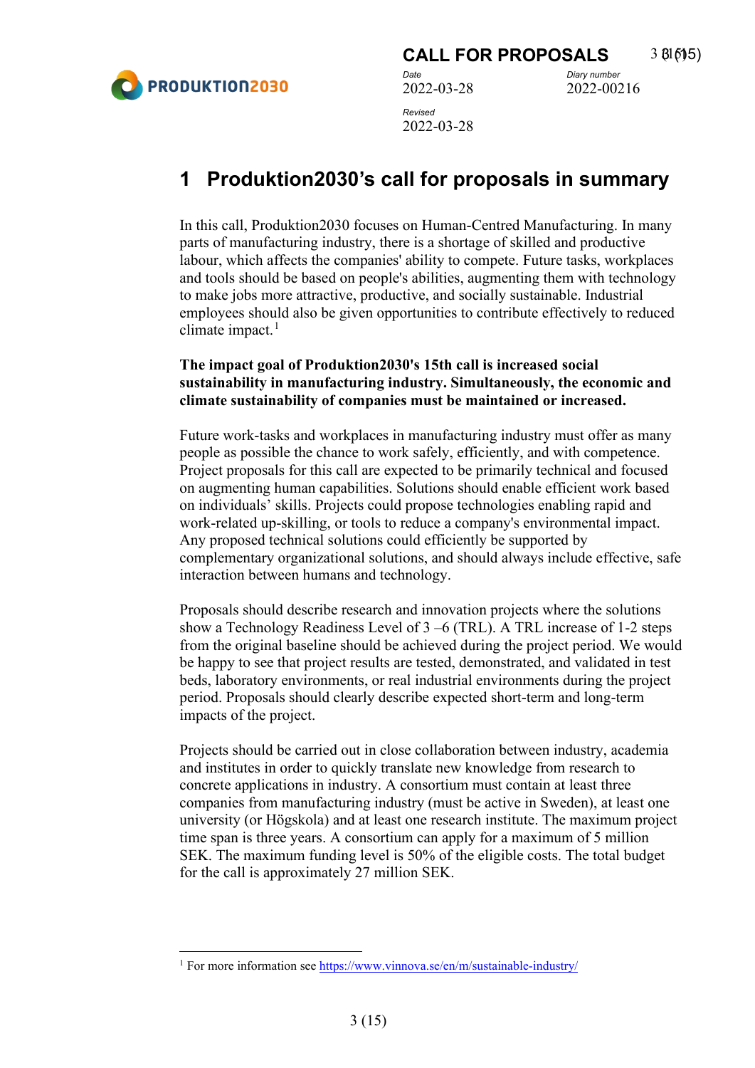# 1 Produktion2030's call for proposals in summary

In this call, Produktion2030 focuses on Human-Centred Manufacturing. In many parts of manufacturing industry, there is a shortage of skilled and productive labour, which affects the companies' ability to compete. Future tasks, workplaces and tools should be based on people's abilities, augmenting them with technology to make jobs more attractive, productive, and socially sustainable. Industrial employees should also be given opportunities to contribute effectively to reduced climate impact.[1]

**The impact goal of Produktion2030's 15th call is increased social sustainability in manufacturing industry. Simultaneously, the economic and climate sustainability of companies must be maintained or increased.**

Future work-tasks and workplaces in manufacturing industry must offer as many people as possible the chance to work safely, efficiently, and with competence. Project proposals for this call are expected to be primarily technical and focused on augmenting human capabilities. Solutions should enable efficient work based on individuals' skills. Projects could propose technologies enabling rapid and work-related up-skilling, or tools to reduce a company's environmental impact. Any proposed technical solutions could efficiently be supported by complementary organizational solutions, and should always include effective, safe interaction between humans and technology.

Proposals should describe research and innovation projects where the solutions show a Technology Readiness Level of 3 –6 (TRL). A TRL increase of 1-2 steps from the original baseline should be achieved during the project period. We would be happy to see that project results are tested, demonstrated, and validated in test beds, laboratory environments, or real industrial environments during the project period. Proposals should clearly describe expected short-term and long-term impacts of the project.

Projects should be carried out in close collaboration between industry, academia and institutes in order to quickly translate new knowledge from research to concrete applications in industry. A consortium must contain at least three companies from manufacturing industry (must be active in Sweden), at least one university (or Högskola) and at least one research institute. The maximum project time span is three years. A consortium can apply for a maximum of 5 million SEK. The maximum funding level is 50% of the eligible costs. The total budget for the call is approximately 27 million SEK.

---

[1] For more information see https://www.vinnova.se/en/m/sustainable-industry/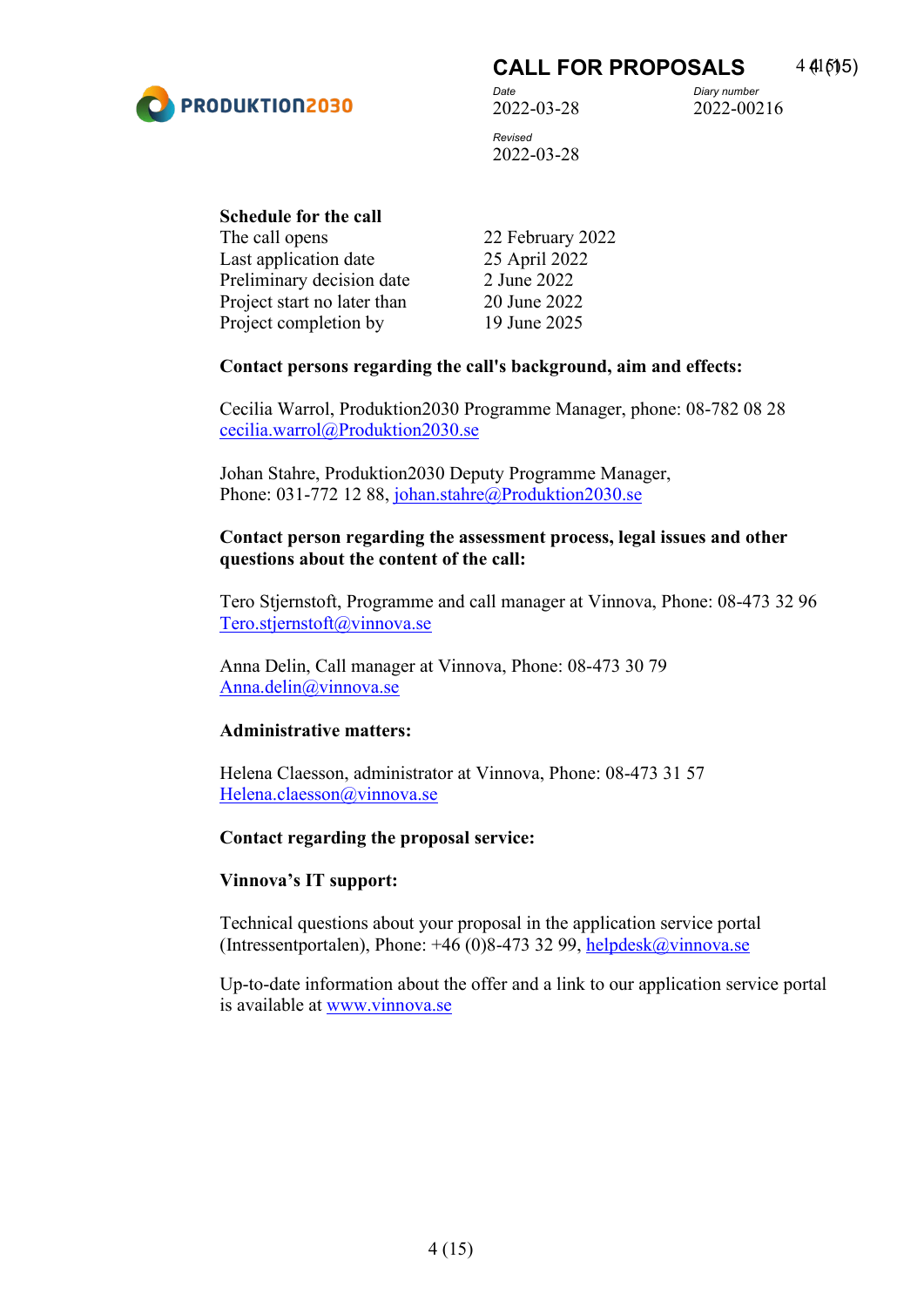**Schedule for the call**

| | |
|---|---|
| The call opens | 22 February 2022 |
| Last application date | 25 April 2022 |
| Preliminary decision date | 2 June 2022 |
| Project start no later than | 20 June 2022 |
| Project completion by | 19 June 2025 |

**Contact persons regarding the call's background, aim and effects:**

Cecilia Warrol, Produktion2030 Programme Manager, phone: 08-782 08 28
cecilia.warrol@Produktion2030.se

Johan Stahre, Produktion2030 Deputy Programme Manager,
Phone: 031-772 12 88, johan.stahre@Produktion2030.se

**Contact person regarding the assessment process, legal issues and other questions about the content of the call:**

Tero Stjernstoft, Programme and call manager at Vinnova, Phone: 08-473 32 96
Tero.stjernstoft@vinnova.se

Anna Delin, Call manager at Vinnova, Phone: 08-473 30 79
Anna.delin@vinnova.se

**Administrative matters:**

Helena Claesson, administrator at Vinnova, Phone: 08-473 31 57
Helena.claesson@vinnova.se

**Contact regarding the proposal service:**

**Vinnova's IT support:**

Technical questions about your proposal in the application service portal (Intressentportalen), Phone: +46 (0)8-473 32 99, helpdesk@vinnova.se

Up-to-date information about the offer and a link to our application service portal is available at www.vinnova.se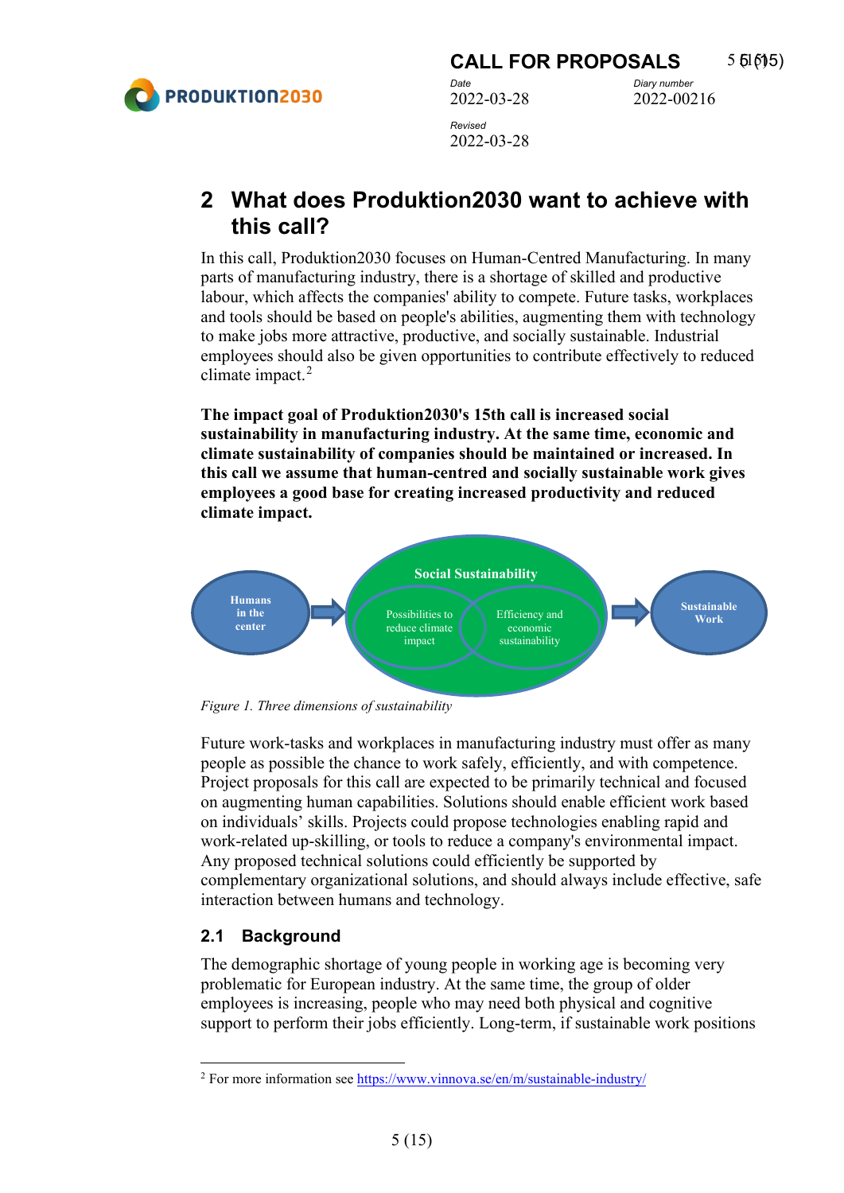## 2 What does Produktion2030 want to achieve with this call?

In this call, Produktion2030 focuses on Human-Centred Manufacturing. In many parts of manufacturing industry, there is a shortage of skilled and productive labour, which affects the companies' ability to compete. Future tasks, workplaces and tools should be based on people's abilities, augmenting them with technology to make jobs more attractive, productive, and socially sustainable. Industrial employees should also be given opportunities to contribute effectively to reduced climate impact.[2]

**The impact goal of Produktion2030's 15th call is increased social sustainability in manufacturing industry. At the same time, economic and climate sustainability of companies should be maintained or increased. In this call we assume that human-centred and socially sustainable work gives employees a good base for creating increased productivity and reduced climate impact.**

Humans in the center → Social Sustainability (Possibilities to reduce climate impact; Efficiency and economic sustainability) → Sustainable Work

*Figure 1. Three dimensions of sustainability*

Future work-tasks and workplaces in manufacturing industry must offer as many people as possible the chance to work safely, efficiently, and with competence. Project proposals for this call are expected to be primarily technical and focused on augmenting human capabilities. Solutions should enable efficient work based on individuals' skills. Projects could propose technologies enabling rapid and work-related up-skilling, or tools to reduce a company's environmental impact. Any proposed technical solutions could efficiently be supported by complementary organizational solutions, and should always include effective, safe interaction between humans and technology.

### 2.1 Background

The demographic shortage of young people in working age is becoming very problematic for European industry. At the same time, the group of older employees is increasing, people who may need both physical and cognitive support to perform their jobs efficiently. Long-term, if sustainable work positions

---

[2] For more information see https://www.vinnova.se/en/m/sustainable-industry/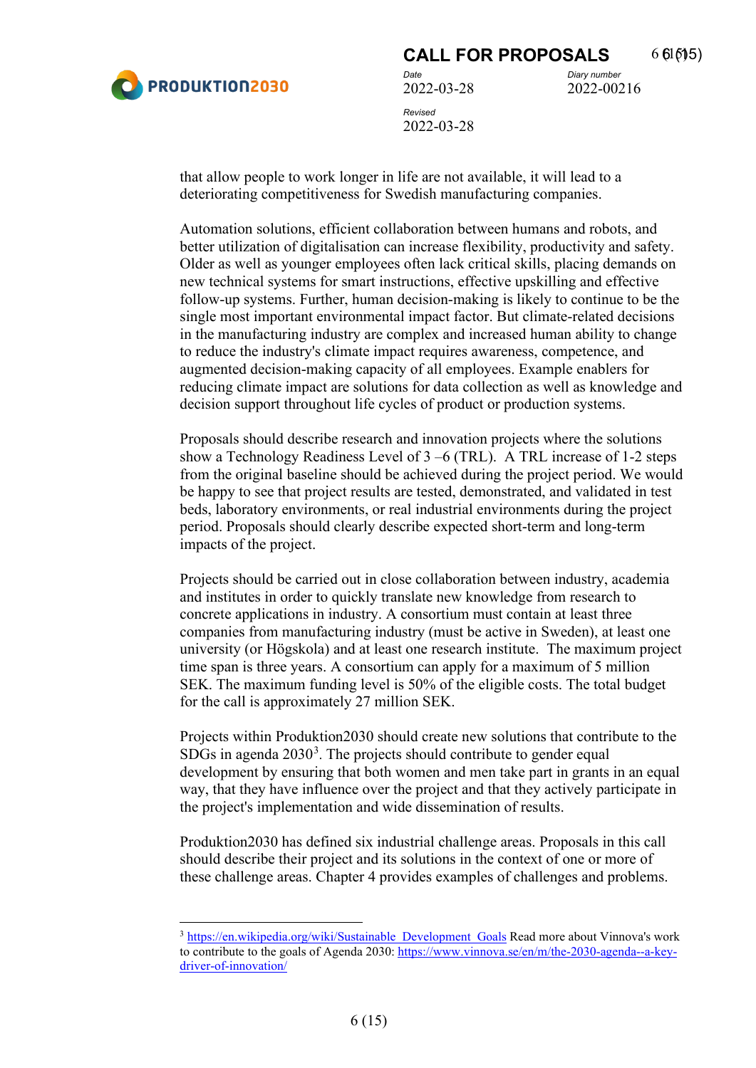that allow people to work longer in life are not available, it will lead to a deteriorating competitiveness for Swedish manufacturing companies.

Automation solutions, efficient collaboration between humans and robots, and better utilization of digitalisation can increase flexibility, productivity and safety. Older as well as younger employees often lack critical skills, placing demands on new technical systems for smart instructions, effective upskilling and effective follow-up systems. Further, human decision-making is likely to continue to be the single most important environmental impact factor. But climate-related decisions in the manufacturing industry are complex and increased human ability to change to reduce the industry's climate impact requires awareness, competence, and augmented decision-making capacity of all employees. Example enablers for reducing climate impact are solutions for data collection as well as knowledge and decision support throughout life cycles of product or production systems.

Proposals should describe research and innovation projects where the solutions show a Technology Readiness Level of 3 –6 (TRL). A TRL increase of 1-2 steps from the original baseline should be achieved during the project period. We would be happy to see that project results are tested, demonstrated, and validated in test beds, laboratory environments, or real industrial environments during the project period. Proposals should clearly describe expected short-term and long-term impacts of the project.

Projects should be carried out in close collaboration between industry, academia and institutes in order to quickly translate new knowledge from research to concrete applications in industry. A consortium must contain at least three companies from manufacturing industry (must be active in Sweden), at least one university (or Högskola) and at least one research institute. The maximum project time span is three years. A consortium can apply for a maximum of 5 million SEK. The maximum funding level is 50% of the eligible costs. The total budget for the call is approximately 27 million SEK.

Projects within Produktion2030 should create new solutions that contribute to the SDGs in agenda 2030[3]. The projects should contribute to gender equal development by ensuring that both women and men take part in grants in an equal way, that they have influence over the project and that they actively participate in the project's implementation and wide dissemination of results.

Produktion2030 has defined six industrial challenge areas. Proposals in this call should describe their project and its solutions in the context of one or more of these challenge areas. Chapter 4 provides examples of challenges and problems.

---

[3] https://en.wikipedia.org/wiki/Sustainable_Development_Goals Read more about Vinnova's work to contribute to the goals of Agenda 2030: https://www.vinnova.se/en/m/the-2030-agenda--a-key-driver-of-innovation/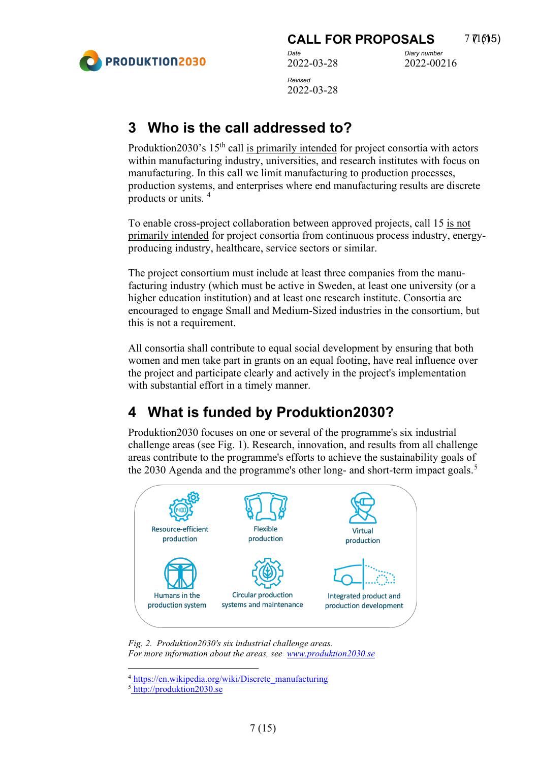## 3 Who is the call addressed to?

Produktion2030's 15th call is primarily intended for project consortia with actors within manufacturing industry, universities, and research institutes with focus on manufacturing. In this call we limit manufacturing to production processes, production systems, and enterprises where end manufacturing results are discrete products or units. [4]

To enable cross-project collaboration between approved projects, call 15 is not primarily intended for project consortia from continuous process industry, energy-producing industry, healthcare, service sectors or similar.

The project consortium must include at least three companies from the manufacturing industry (which must be active in Sweden, at least one university (or a higher education institution) and at least one research institute. Consortia are encouraged to engage Small and Medium-Sized industries in the consortium, but this is not a requirement.

All consortia shall contribute to equal social development by ensuring that both women and men take part in grants on an equal footing, have real influence over the project and participate clearly and actively in the project's implementation with substantial effort in a timely manner.

## 4 What is funded by Produktion2030?

Produktion2030 focuses on one or several of the programme's six industrial challenge areas (see Fig. 1). Research, innovation, and results from all challenge areas contribute to the programme's efforts to achieve the sustainability goals of the 2030 Agenda and the programme's other long- and short-term impact goals. [5]

Resource-efficient production | Flexible production | Virtual production | Humans in the production system | Circular production systems and maintenance | Integrated product and production development

*Fig. 2. Produktion2030's six industrial challenge areas.*
*For more information about the areas, see www.produktion2030.se*

---

[4] https://en.wikipedia.org/wiki/Discrete_manufacturing

[5] http://produktion2030.se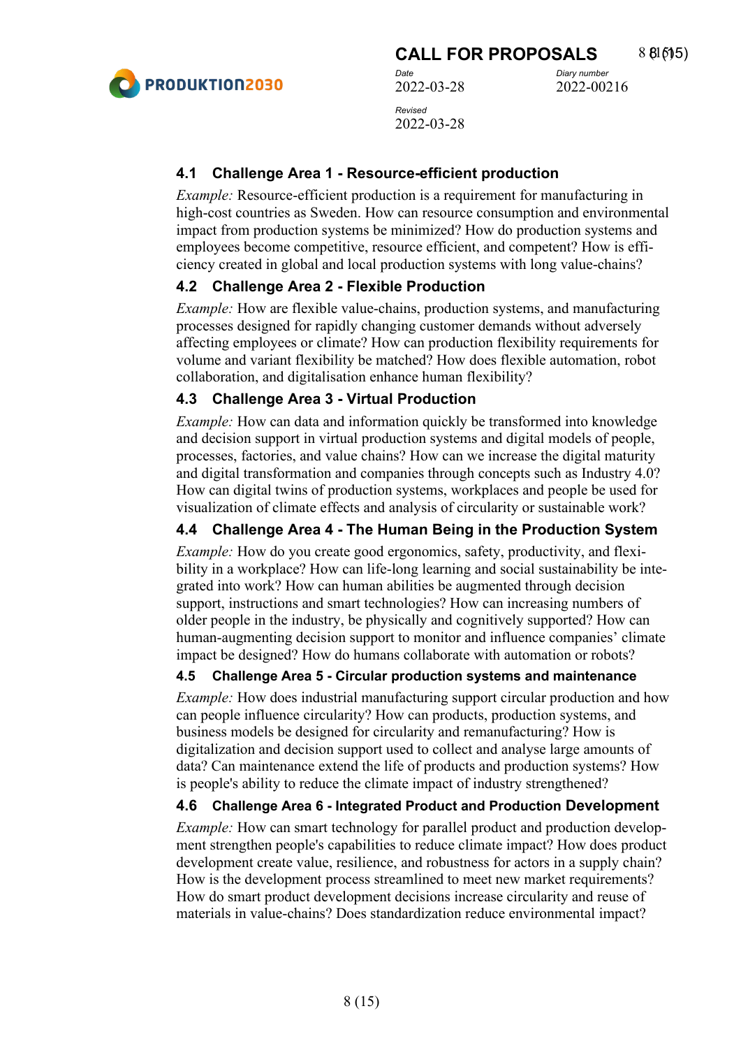### 4.1 Challenge Area 1 - Resource-efficient production

*Example:* Resource-efficient production is a requirement for manufacturing in high-cost countries as Sweden. How can resource consumption and environmental impact from production systems be minimized? How do production systems and employees become competitive, resource efficient, and competent? How is efficiency created in global and local production systems with long value-chains?

### 4.2 Challenge Area 2 - Flexible Production

*Example:* How are flexible value-chains, production systems, and manufacturing processes designed for rapidly changing customer demands without adversely affecting employees or climate? How can production flexibility requirements for volume and variant flexibility be matched? How does flexible automation, robot collaboration, and digitalisation enhance human flexibility?

### 4.3 Challenge Area 3 - Virtual Production

*Example:* How can data and information quickly be transformed into knowledge and decision support in virtual production systems and digital models of people, processes, factories, and value chains? How can we increase the digital maturity and digital transformation and companies through concepts such as Industry 4.0? How can digital twins of production systems, workplaces and people be used for visualization of climate effects and analysis of circularity or sustainable work?

### 4.4 Challenge Area 4 - The Human Being in the Production System

*Example:* How do you create good ergonomics, safety, productivity, and flexibility in a workplace? How can life-long learning and social sustainability be integrated into work? How can human abilities be augmented through decision support, instructions and smart technologies? How can increasing numbers of older people in the industry, be physically and cognitively supported? How can human-augmenting decision support to monitor and influence companies' climate impact be designed? How do humans collaborate with automation or robots?

### 4.5 Challenge Area 5 - Circular production systems and maintenance

*Example:* How does industrial manufacturing support circular production and how can people influence circularity? How can products, production systems, and business models be designed for circularity and remanufacturing? How is digitalization and decision support used to collect and analyse large amounts of data? Can maintenance extend the life of products and production systems? How is people's ability to reduce the climate impact of industry strengthened?

### 4.6 Challenge Area 6 - Integrated Product and Production Development

*Example:* How can smart technology for parallel product and production development strengthen people's capabilities to reduce climate impact? How does product development create value, resilience, and robustness for actors in a supply chain? How is the development process streamlined to meet new market requirements? How do smart product development decisions increase circularity and reuse of materials in value-chains? Does standardization reduce environmental impact?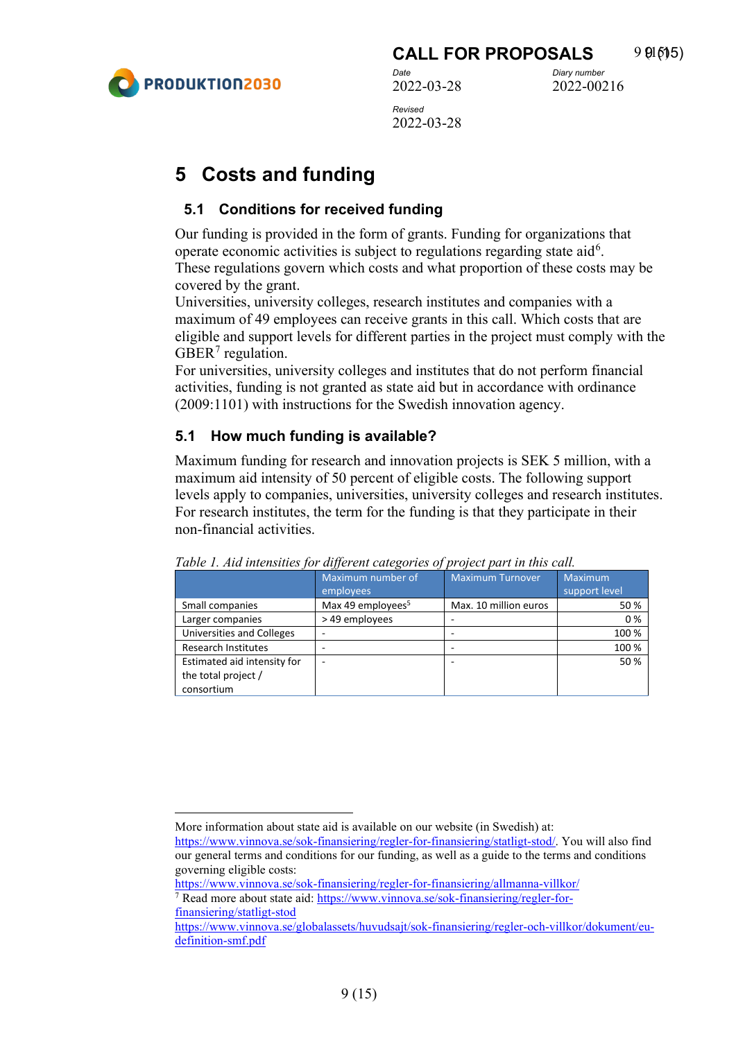# 5 Costs and funding

## 5.1 Conditions for received funding

Our funding is provided in the form of grants. Funding for organizations that operate economic activities is subject to regulations regarding state aid[6]. These regulations govern which costs and what proportion of these costs may be covered by the grant.
Universities, university colleges, research institutes and companies with a maximum of 49 employees can receive grants in this call. Which costs that are eligible and support levels for different parties in the project must comply with the GBER[7] regulation.
For universities, university colleges and institutes that do not perform financial activities, funding is not granted as state aid but in accordance with ordinance (2009:1101) with instructions for the Swedish innovation agency.

## 5.1 How much funding is available?

Maximum funding for research and innovation projects is SEK 5 million, with a maximum aid intensity of 50 percent of eligible costs. The following support levels apply to companies, universities, university colleges and research institutes. For research institutes, the term for the funding is that they participate in their non-financial activities.

*Table 1. Aid intensities for different categories of project part in this call.*

| | Maximum number of employees | Maximum Turnover | Maximum support level |
|---|---|---|---|
| Small companies | Max 49 employees[5] | Max. 10 million euros | 50 % |
| Larger companies | > 49 employees | - | 0 % |
| Universities and Colleges | - | - | 100 % |
| Research Institutes | - | - | 100 % |
| Estimated aid intensity for the total project / consortium | - | - | 50 % |

More information about state aid is available on our website (in Swedish) at: https://www.vinnova.se/sok-finansiering/regler-for-finansiering/statligt-stod/. You will also find our general terms and conditions for our funding, as well as a guide to the terms and conditions governing eligible costs: https://www.vinnova.se/sok-finansiering/regler-for-finansiering/allmanna-villkor/

[7] Read more about state aid: https://www.vinnova.se/sok-finansiering/regler-for-finansiering/statligt-stod
https://www.vinnova.se/globalassets/huvudsajt/sok-finansiering/regler-och-villkor/dokument/eu-definition-smf.pdf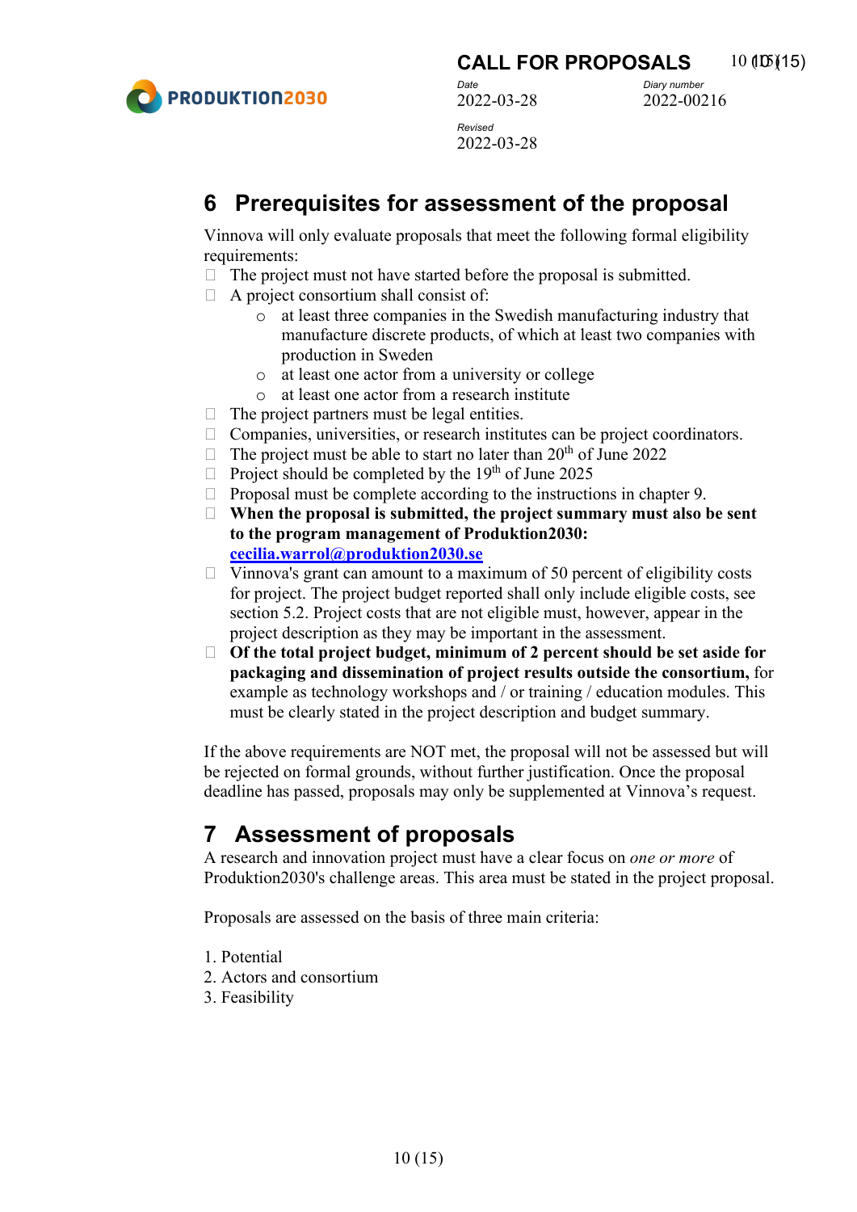## 6 Prerequisites for assessment of the proposal

Vinnova will only evaluate proposals that meet the following formal eligibility requirements:

- The project must not have started before the proposal is submitted.
- A project consortium shall consist of:
  - at least three companies in the Swedish manufacturing industry that manufacture discrete products, of which at least two companies with production in Sweden
  - at least one actor from a university or college
  - at least one actor from a research institute
- The project partners must be legal entities.
- Companies, universities, or research institutes can be project coordinators.
- The project must be able to start no later than 20th of June 2022
- Project should be completed by the 19th of June 2025
- Proposal must be complete according to the instructions in chapter 9.
- **When the proposal is submitted, the project summary must also be sent to the program management of Produktion2030: cecilia.warrol@produktion2030.se**
- Vinnova's grant can amount to a maximum of 50 percent of eligibility costs for project. The project budget reported shall only include eligible costs, see section 5.2. Project costs that are not eligible must, however, appear in the project description as they may be important in the assessment.
- **Of the total project budget, minimum of 2 percent should be set aside for packaging and dissemination of project results outside the consortium,** for example as technology workshops and / or training / education modules. This must be clearly stated in the project description and budget summary.

If the above requirements are NOT met, the proposal will not be assessed but will be rejected on formal grounds, without further justification. Once the proposal deadline has passed, proposals may only be supplemented at Vinnova's request.

## 7 Assessment of proposals

A research and innovation project must have a clear focus on *one or more* of Produktion2030's challenge areas. This area must be stated in the project proposal.

Proposals are assessed on the basis of three main criteria:

1. Potential
2. Actors and consortium
3. Feasibility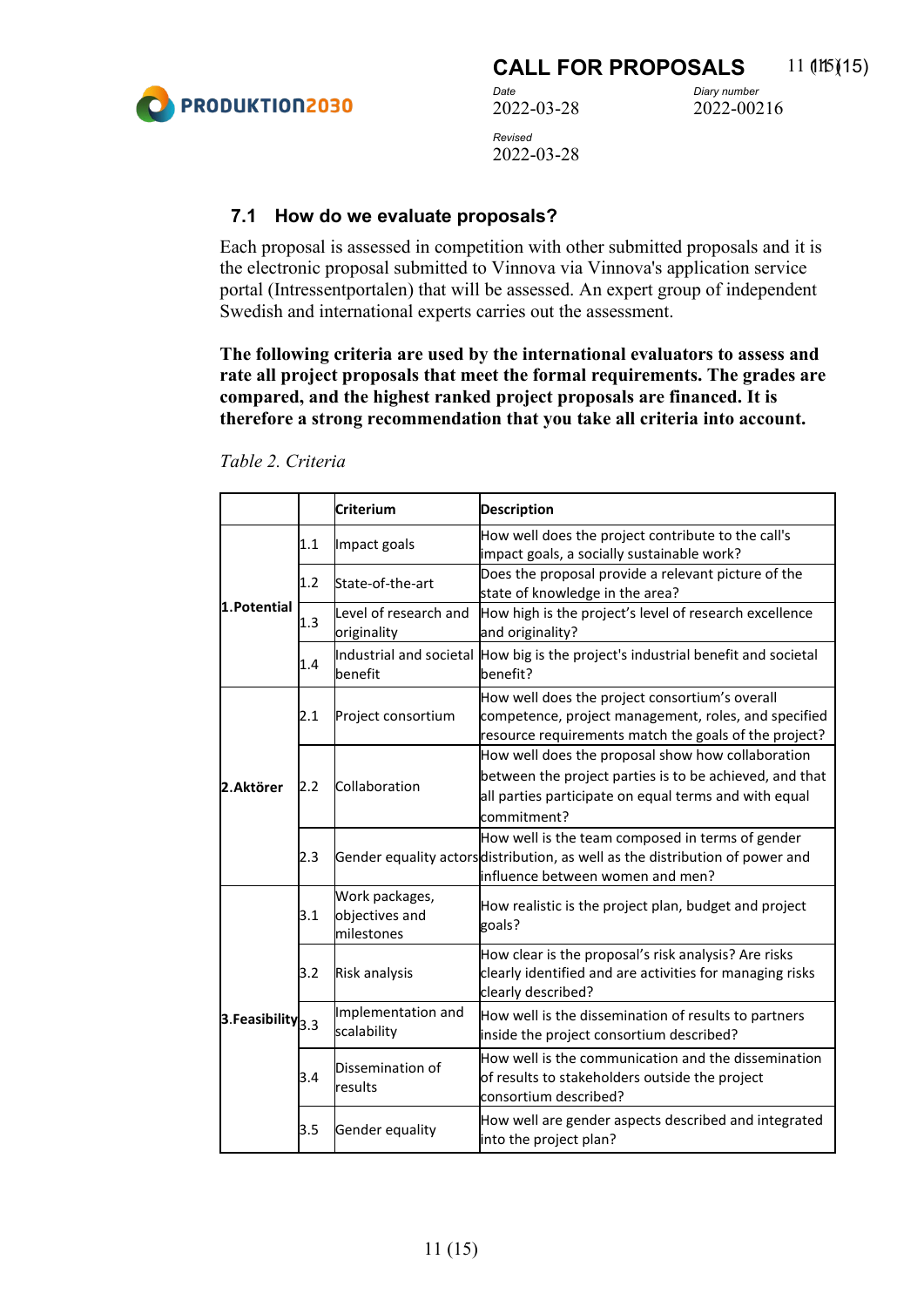### 7.1 How do we evaluate proposals?

Each proposal is assessed in competition with other submitted proposals and it is the electronic proposal submitted to Vinnova via Vinnova's application service portal (Intressentportalen) that will be assessed. An expert group of independent Swedish and international experts carries out the assessment.

**The following criteria are used by the international evaluators to assess and rate all project proposals that meet the formal requirements. The grades are compared, and the highest ranked project proposals are financed. It is therefore a strong recommendation that you take all criteria into account.**

*Table 2. Criteria*

| | | Criterium | Description |
|---|---|---|---|
| 1.Potential | 1.1 | Impact goals | How well does the project contribute to the call's impact goals, a socially sustainable work? |
| | 1.2 | State-of-the-art | Does the proposal provide a relevant picture of the state of knowledge in the area? |
| | 1.3 | Level of research and originality | How high is the project's level of research excellence and originality? |
| | 1.4 | Industrial and societal benefit | How big is the project's industrial benefit and societal benefit? |
| 2.Aktörer | 2.1 | Project consortium | How well does the project consortium's overall competence, project management, roles, and specified resource requirements match the goals of the project? |
| | 2.2 | Collaboration | How well does the proposal show how collaboration between the project parties is to be achieved, and that all parties participate on equal terms and with equal commitment? |
| | 2.3 | Gender equality actors | How well is the team composed in terms of gender distribution, as well as the distribution of power and influence between women and men? |
| 3.Feasibility | 3.1 | Work packages, objectives and milestones | How realistic is the project plan, budget and project goals? |
| | 3.2 | Risk analysis | How clear is the proposal's risk analysis? Are risks clearly identified and are activities for managing risks clearly described? |
| | 3.3 | Implementation and scalability | How well is the dissemination of results to partners inside the project consortium described? |
| | 3.4 | Dissemination of results | How well is the communication and the dissemination of results to stakeholders outside the project consortium described? |
| | 3.5 | Gender equality | How well are gender aspects described and integrated into the project plan? |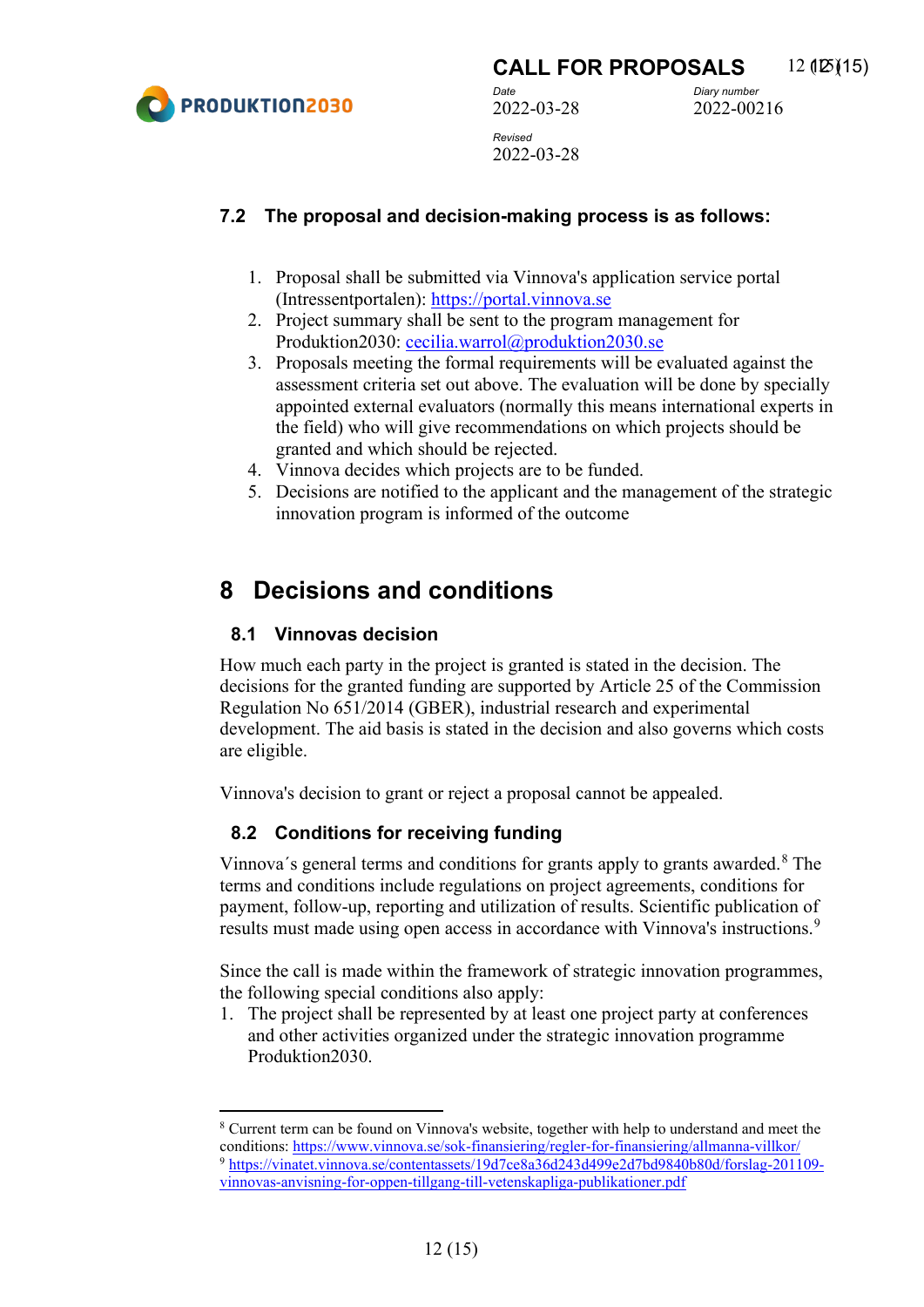### 7.2 The proposal and decision-making process is as follows:

1. Proposal shall be submitted via Vinnova's application service portal (Intressentportalen): https://portal.vinnova.se
2. Project summary shall be sent to the program management for Produktion2030: cecilia.warrol@produktion2030.se
3. Proposals meeting the formal requirements will be evaluated against the assessment criteria set out above. The evaluation will be done by specially appointed external evaluators (normally this means international experts in the field) who will give recommendations on which projects should be granted and which should be rejected.
4. Vinnova decides which projects are to be funded.
5. Decisions are notified to the applicant and the management of the strategic innovation program is informed of the outcome

## 8 Decisions and conditions

### 8.1 Vinnovas decision

How much each party in the project is granted is stated in the decision. The decisions for the granted funding are supported by Article 25 of the Commission Regulation No 651/2014 (GBER), industrial research and experimental development. The aid basis is stated in the decision and also governs which costs are eligible.

Vinnova's decision to grant or reject a proposal cannot be appealed.

### 8.2 Conditions for receiving funding

Vinnova´s general terms and conditions for grants apply to grants awarded.[8] The terms and conditions include regulations on project agreements, conditions for payment, follow-up, reporting and utilization of results. Scientific publication of results must made using open access in accordance with Vinnova's instructions.[9]

Since the call is made within the framework of strategic innovation programmes, the following special conditions also apply:

1. The project shall be represented by at least one project party at conferences and other activities organized under the strategic innovation programme Produktion2030.

---

[8] Current term can be found on Vinnova's website, together with help to understand and meet the conditions: https://www.vinnova.se/sok-finansiering/regler-for-finansiering/allmanna-villkor/

[9] https://vinatet.vinnova.se/contentassets/19d7ce8a36d243d499e2d7bd9840b80d/forslag-201109-vinnovas-anvisning-for-oppen-tillgang-till-vetenskapliga-publikationer.pdf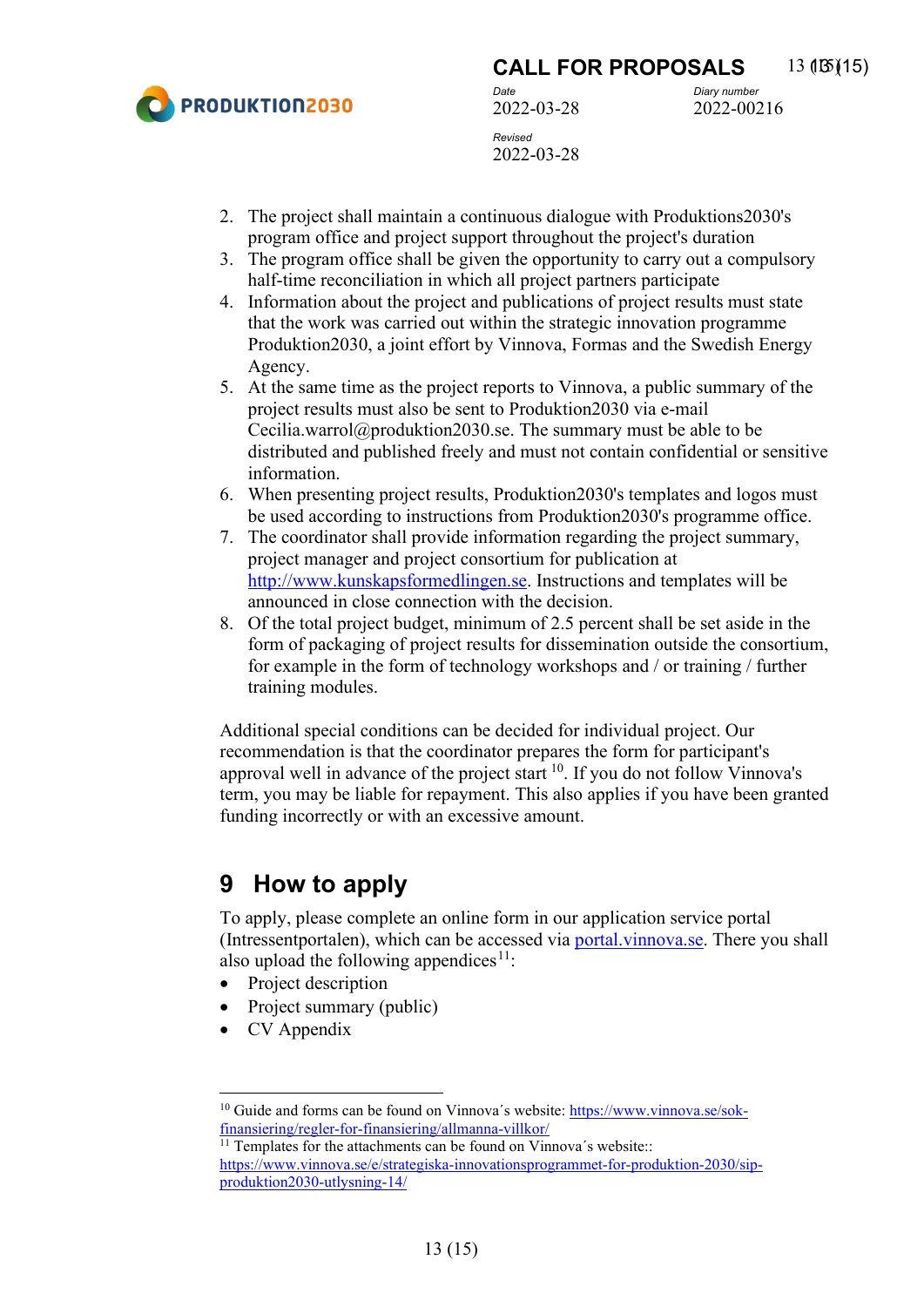2. The project shall maintain a continuous dialogue with Produktions2030's program office and project support throughout the project's duration
3. The program office shall be given the opportunity to carry out a compulsory half-time reconciliation in which all project partners participate
4. Information about the project and publications of project results must state that the work was carried out within the strategic innovation programme Produktion2030, a joint effort by Vinnova, Formas and the Swedish Energy Agency.
5. At the same time as the project reports to Vinnova, a public summary of the project results must also be sent to Produktion2030 via e-mail Cecilia.warrol@produktion2030.se. The summary must be able to be distributed and published freely and must not contain confidential or sensitive information.
6. When presenting project results, Produktion2030's templates and logos must be used according to instructions from Produktion2030's programme office.
7. The coordinator shall provide information regarding the project summary, project manager and project consortium for publication at http://www.kunskapsformedlingen.se. Instructions and templates will be announced in close connection with the decision.
8. Of the total project budget, minimum of 2.5 percent shall be set aside in the form of packaging of project results for dissemination outside the consortium, for example in the form of technology workshops and / or training / further training modules.

Additional special conditions can be decided for individual project. Our recommendation is that the coordinator prepares the form for participant's approval well in advance of the project start [10]. If you do not follow Vinnova's term, you may be liable for repayment. This also applies if you have been granted funding incorrectly or with an excessive amount.

# 9 How to apply

To apply, please complete an online form in our application service portal (Intressentportalen), which can be accessed via portal.vinnova.se. There you shall also upload the following appendices[11]:

- Project description
- Project summary (public)
- CV Appendix

---

[10] Guide and forms can be found on Vinnova´s website: https://www.vinnova.se/sok-finansiering/regler-for-finansiering/allmanna-villkor/

[11] Templates for the attachments can be found on Vinnova´s website:: https://www.vinnova.se/e/strategiska-innovationsprogrammet-for-produktion-2030/sip-produktion2030-utlysning-14/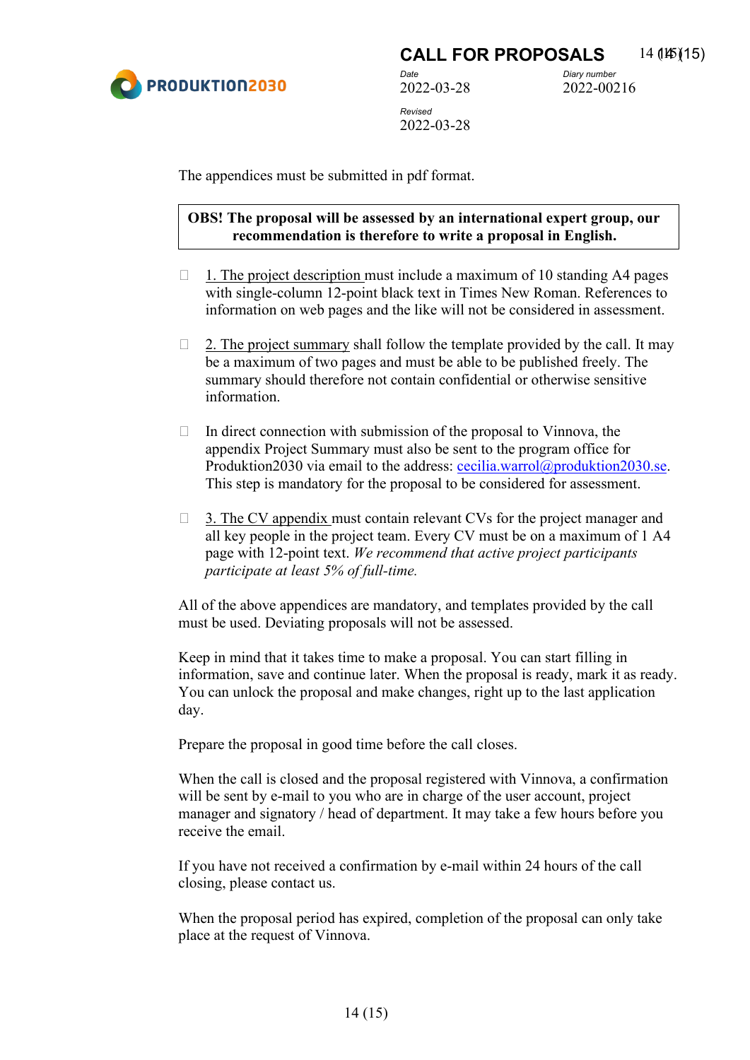The appendices must be submitted in pdf format.

**OBS! The proposal will be assessed by an international expert group, our recommendation is therefore to write a proposal in English.**

- 1. The project description must include a maximum of 10 standing A4 pages with single-column 12-point black text in Times New Roman. References to information on web pages and the like will not be considered in assessment.

- 2. The project summary shall follow the template provided by the call. It may be a maximum of two pages and must be able to be published freely. The summary should therefore not contain confidential or otherwise sensitive information.

- In direct connection with submission of the proposal to Vinnova, the appendix Project Summary must also be sent to the program office for Produktion2030 via email to the address: cecilia.warrol@produktion2030.se. This step is mandatory for the proposal to be considered for assessment.

- 3. The CV appendix must contain relevant CVs for the project manager and all key people in the project team. Every CV must be on a maximum of 1 A4 page with 12-point text. *We recommend that active project participants participate at least 5% of full-time.*

All of the above appendices are mandatory, and templates provided by the call must be used. Deviating proposals will not be assessed.

Keep in mind that it takes time to make a proposal. You can start filling in information, save and continue later. When the proposal is ready, mark it as ready. You can unlock the proposal and make changes, right up to the last application day.

Prepare the proposal in good time before the call closes.

When the call is closed and the proposal registered with Vinnova, a confirmation will be sent by e-mail to you who are in charge of the user account, project manager and signatory / head of department. It may take a few hours before you receive the email.

If you have not received a confirmation by e-mail within 24 hours of the call closing, please contact us.

When the proposal period has expired, completion of the proposal can only take place at the request of Vinnova.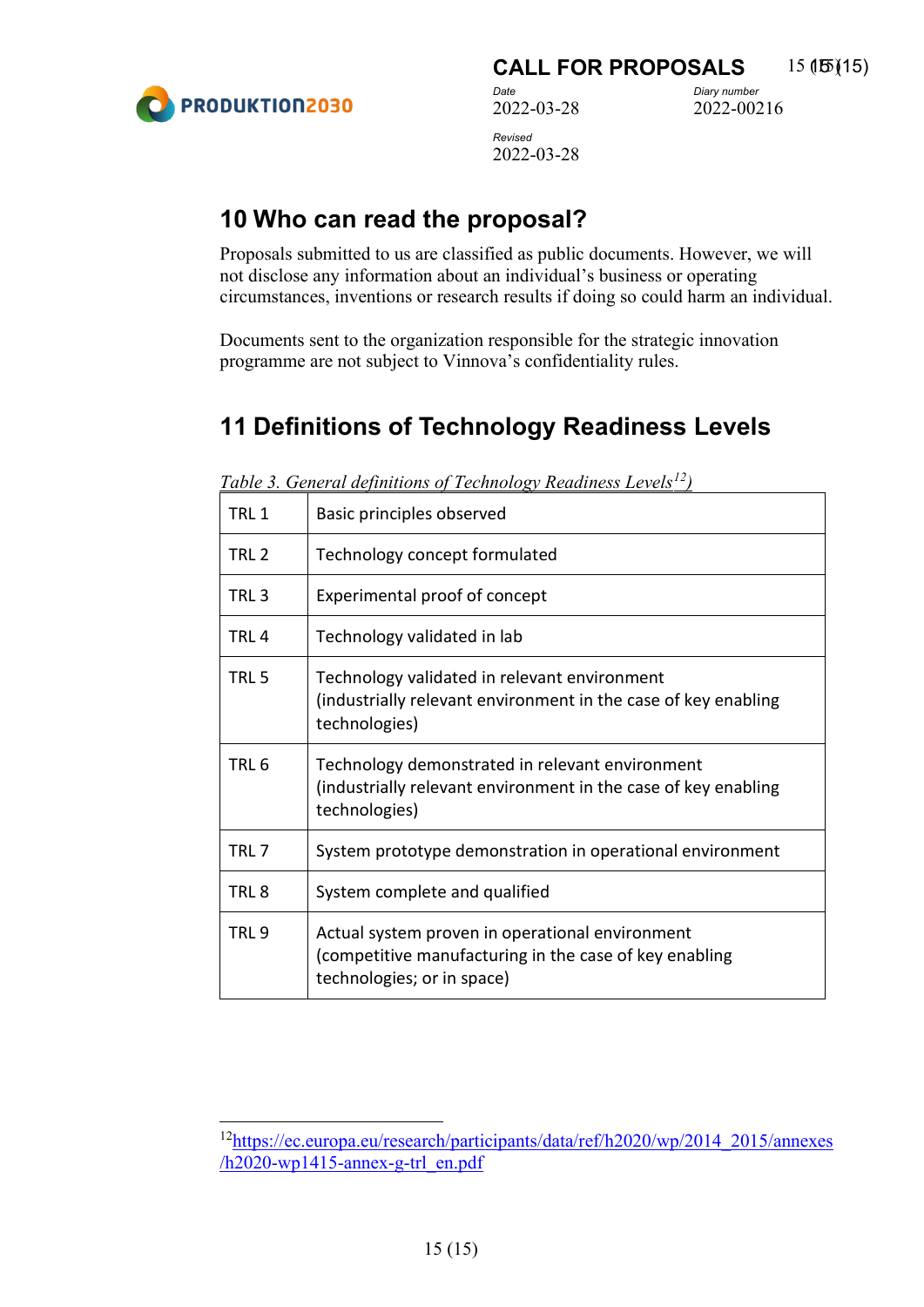## 10 Who can read the proposal?

Proposals submitted to us are classified as public documents. However, we will not disclose any information about an individual's business or operating circumstances, inventions or research results if doing so could harm an individual.

Documents sent to the organization responsible for the strategic innovation programme are not subject to Vinnova's confidentiality rules.

## 11 Definitions of Technology Readiness Levels

*Table 3. General definitions of Technology Readiness Levels[12])*

| | |
|---|---|
| TRL 1 | Basic principles observed |
| TRL 2 | Technology concept formulated |
| TRL 3 | Experimental proof of concept |
| TRL 4 | Technology validated in lab |
| TRL 5 | Technology validated in relevant environment (industrially relevant environment in the case of key enabling technologies) |
| TRL 6 | Technology demonstrated in relevant environment (industrially relevant environment in the case of key enabling technologies) |
| TRL 7 | System prototype demonstration in operational environment |
| TRL 8 | System complete and qualified |
| TRL 9 | Actual system proven in operational environment (competitive manufacturing in the case of key enabling technologies; or in space) |

[12] https://ec.europa.eu/research/participants/data/ref/h2020/wp/2014_2015/annexes/h2020-wp1415-annex-g-trl_en.pdf